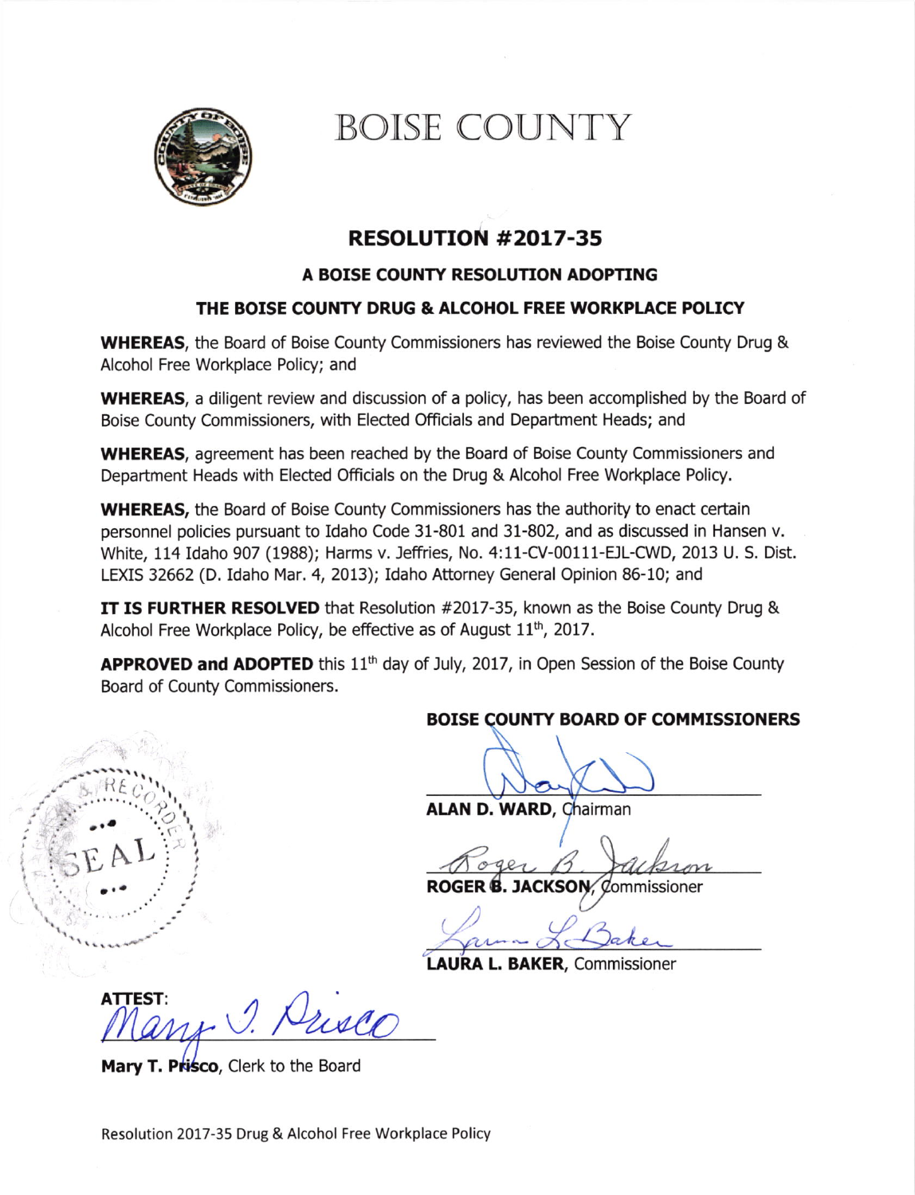# BOISE COUNTY

## RESOLUTION #2017-35

### A BOISE COUNTY RESOLUTION ADOPTING

### THE BOISE COUNTY DRUG & ALCOHOL FREE WORKPLACE POLICY

**WHEREAS**, the Board of Boise County Commissioners has reviewed the Boise County Drug & Alcohol Free Workplace Policy; and

**WHEREAS**, a diligent review and discussion of a policy, has been accomplished by the Board of Boise County Commissioners, with Elected Officials and Department Heads; and

**WHEREAS**, agreement has been reached by the Board of Boise County Commissioners and Department Heads with Elected Officials on the Drug & Alcohol Free Workplace Policy.

**WHEREAS,** the Board of Boise County Commissioners has the authority to enact certain personnel policies pursuant to Idaho Code 31-801 and 31-802, and as discussed in Hansen v. White, 114 Idaho 907 (1988); Harms v. Jeffries, No. 4:11-CV-00111-EJL-CWD, 2013 U. S. Dist. LEXIS 32662 (D. Idaho Mar. 4, 2013); Idaho Attorney General Opinion 86-10; and

**IT IS FURTHER RESOLVED** that Resolution #2017-35, known as the Boise County Drug & Alcohol Free Workplace Policy, be effective as of August 11th, 2017.

**APPROVED and ADOPTED** this 11th day of July, 2017, in Open Session of the Boise County Board of County Commissioners.

**BOISE COUNTY BOARD OF COMMISSIONERS**

**ALAN D. WARD**, Chairman

**ROGER B. JACKSON**, Commissioner

**LAURA L. BAKER**, Commissioner

**ATTEST**:

**Mary T. Prisco**, Clerk to the Board

Resolution 2017-35 Drug & Alcohol Free Workplace Policy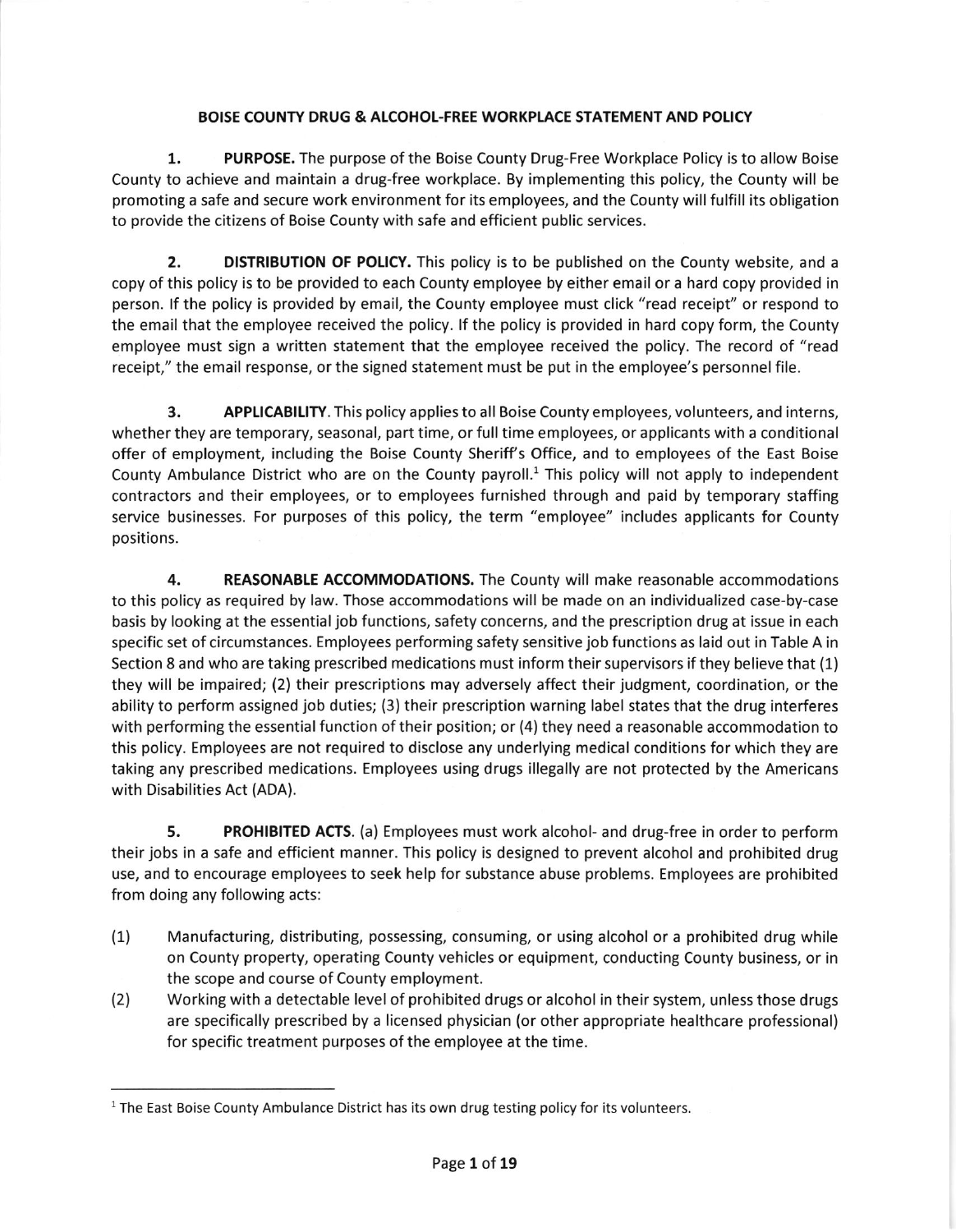# BOISE COUNTY DRUG & ALCOHOL-FREE WORKPLACE STATEMENT AND POLICY

**1. PURPOSE.** The purpose of the Boise County Drug-Free Workplace Policy is to allow Boise County to achieve and maintain a drug-free workplace. By implementing this policy, the County will be promoting a safe and secure work environment for its employees, and the County will fulfill its obligation to provide the citizens of Boise County with safe and efficient public services.

**2. DISTRIBUTION OF POLICY.** This policy is to be published on the County website, and a copy of this policy is to be provided to each County employee by either email or a hard copy provided in person. If the policy is provided by email, the County employee must click "read receipt" or respond to the email that the employee received the policy. If the policy is provided in hard copy form, the County employee must sign a written statement that the employee received the policy. The record of "read receipt," the email response, or the signed statement must be put in the employee's personnel file.

**3. APPLICABILITY.** This policy applies to all Boise County employees, volunteers, and interns, whether they are temporary, seasonal, part time, or full time employees, or applicants with a conditional offer of employment, including the Boise County Sheriff's Office, and to employees of the East Boise County Ambulance District who are on the County payroll.[1] This policy will not apply to independent contractors and their employees, or to employees furnished through and paid by temporary staffing service businesses. For purposes of this policy, the term "employee" includes applicants for County positions.

**4. REASONABLE ACCOMMODATIONS.** The County will make reasonable accommodations to this policy as required by law. Those accommodations will be made on an individualized case-by-case basis by looking at the essential job functions, safety concerns, and the prescription drug at issue in each specific set of circumstances. Employees performing safety sensitive job functions as laid out in Table A in Section 8 and who are taking prescribed medications must inform their supervisors if they believe that (1) they will be impaired; (2) their prescriptions may adversely affect their judgment, coordination, or the ability to perform assigned job duties; (3) their prescription warning label states that the drug interferes with performing the essential function of their position; or (4) they need a reasonable accommodation to this policy. Employees are not required to disclose any underlying medical conditions for which they are taking any prescribed medications. Employees using drugs illegally are not protected by the Americans with Disabilities Act (ADA).

**5. PROHIBITED ACTS.** (a) Employees must work alcohol- and drug-free in order to perform their jobs in a safe and efficient manner. This policy is designed to prevent alcohol and prohibited drug use, and to encourage employees to seek help for substance abuse problems. Employees are prohibited from doing any following acts:

(1) Manufacturing, distributing, possessing, consuming, or using alcohol or a prohibited drug while on County property, operating County vehicles or equipment, conducting County business, or in the scope and course of County employment.

(2) Working with a detectable level of prohibited drugs or alcohol in their system, unless those drugs are specifically prescribed by a licensed physician (or other appropriate healthcare professional) for specific treatment purposes of the employee at the time.

---

[1] The East Boise County Ambulance District has its own drug testing policy for its volunteers.